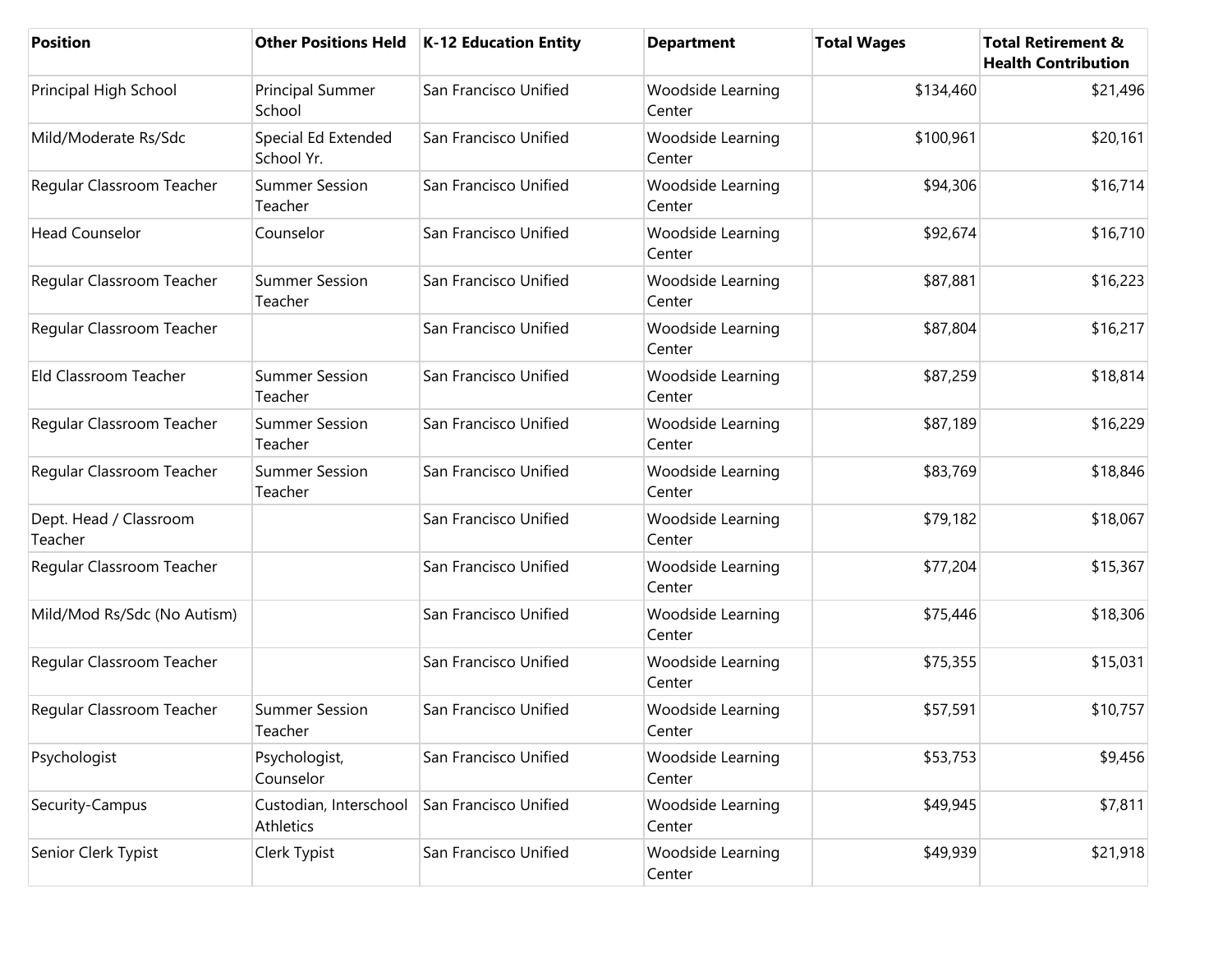| Position | Other Positions Held | K-12 Education Entity | Department | Total Wages | Total Retirement & Health Contribution |
|---|---|---|---|---|---|
| Principal High School | Principal Summer School | San Francisco Unified | Woodside Learning Center | $134,460 | $21,496 |
| Mild/Moderate Rs/Sdc | Special Ed Extended School Yr. | San Francisco Unified | Woodside Learning Center | $100,961 | $20,161 |
| Regular Classroom Teacher | Summer Session Teacher | San Francisco Unified | Woodside Learning Center | $94,306 | $16,714 |
| Head Counselor | Counselor | San Francisco Unified | Woodside Learning Center | $92,674 | $16,710 |
| Regular Classroom Teacher | Summer Session Teacher | San Francisco Unified | Woodside Learning Center | $87,881 | $16,223 |
| Regular Classroom Teacher | | San Francisco Unified | Woodside Learning Center | $87,804 | $16,217 |
| Eld Classroom Teacher | Summer Session Teacher | San Francisco Unified | Woodside Learning Center | $87,259 | $18,814 |
| Regular Classroom Teacher | Summer Session Teacher | San Francisco Unified | Woodside Learning Center | $87,189 | $16,229 |
| Regular Classroom Teacher | Summer Session Teacher | San Francisco Unified | Woodside Learning Center | $83,769 | $18,846 |
| Dept. Head / Classroom Teacher | | San Francisco Unified | Woodside Learning Center | $79,182 | $18,067 |
| Regular Classroom Teacher | | San Francisco Unified | Woodside Learning Center | $77,204 | $15,367 |
| Mild/Mod Rs/Sdc (No Autism) | | San Francisco Unified | Woodside Learning Center | $75,446 | $18,306 |
| Regular Classroom Teacher | | San Francisco Unified | Woodside Learning Center | $75,355 | $15,031 |
| Regular Classroom Teacher | Summer Session Teacher | San Francisco Unified | Woodside Learning Center | $57,591 | $10,757 |
| Psychologist | Psychologist, Counselor | San Francisco Unified | Woodside Learning Center | $53,753 | $9,456 |
| Security-Campus | Custodian, Interschool Athletics | San Francisco Unified | Woodside Learning Center | $49,945 | $7,811 |
| Senior Clerk Typist | Clerk Typist | San Francisco Unified | Woodside Learning Center | $49,939 | $21,918 |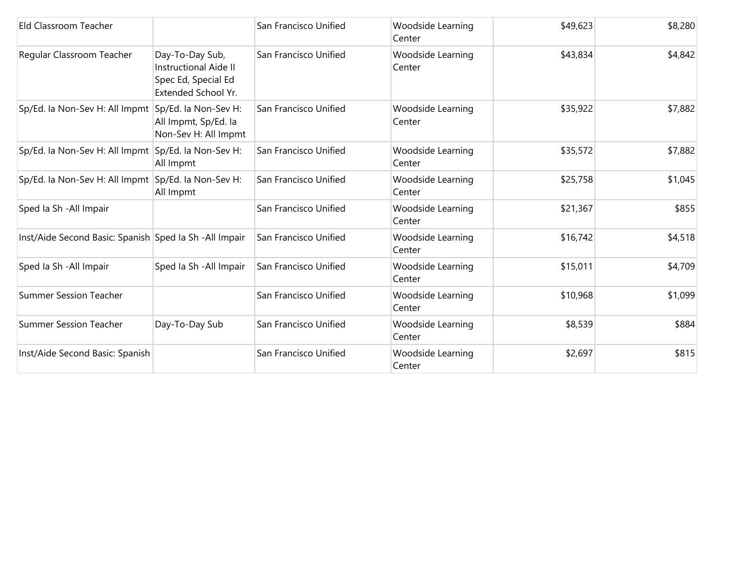| | | | | | |
|---|---|---|---|---|---|
| Eld Classroom Teacher | | San Francisco Unified | Woodside Learning Center | $49,623 | $8,280 |
| Regular Classroom Teacher | Day-To-Day Sub, Instructional Aide II Spec Ed, Special Ed Extended School Yr. | San Francisco Unified | Woodside Learning Center | $43,834 | $4,842 |
| Sp/Ed. Ia Non-Sev H: All Impmt | Sp/Ed. Ia Non-Sev H: All Impmt, Sp/Ed. Ia Non-Sev H: All Impmt | San Francisco Unified | Woodside Learning Center | $35,922 | $7,882 |
| Sp/Ed. Ia Non-Sev H: All Impmt | Sp/Ed. Ia Non-Sev H: All Impmt | San Francisco Unified | Woodside Learning Center | $35,572 | $7,882 |
| Sp/Ed. Ia Non-Sev H: All Impmt | Sp/Ed. Ia Non-Sev H: All Impmt | San Francisco Unified | Woodside Learning Center | $25,758 | $1,045 |
| Sped Ia Sh -All Impair | | San Francisco Unified | Woodside Learning Center | $21,367 | $855 |
| Inst/Aide Second Basic: Spanish | Sped Ia Sh -All Impair | San Francisco Unified | Woodside Learning Center | $16,742 | $4,518 |
| Sped Ia Sh -All Impair | Sped Ia Sh -All Impair | San Francisco Unified | Woodside Learning Center | $15,011 | $4,709 |
| Summer Session Teacher | | San Francisco Unified | Woodside Learning Center | $10,968 | $1,099 |
| Summer Session Teacher | Day-To-Day Sub | San Francisco Unified | Woodside Learning Center | $8,539 | $884 |
| Inst/Aide Second Basic: Spanish | | San Francisco Unified | Woodside Learning Center | $2,697 | $815 |